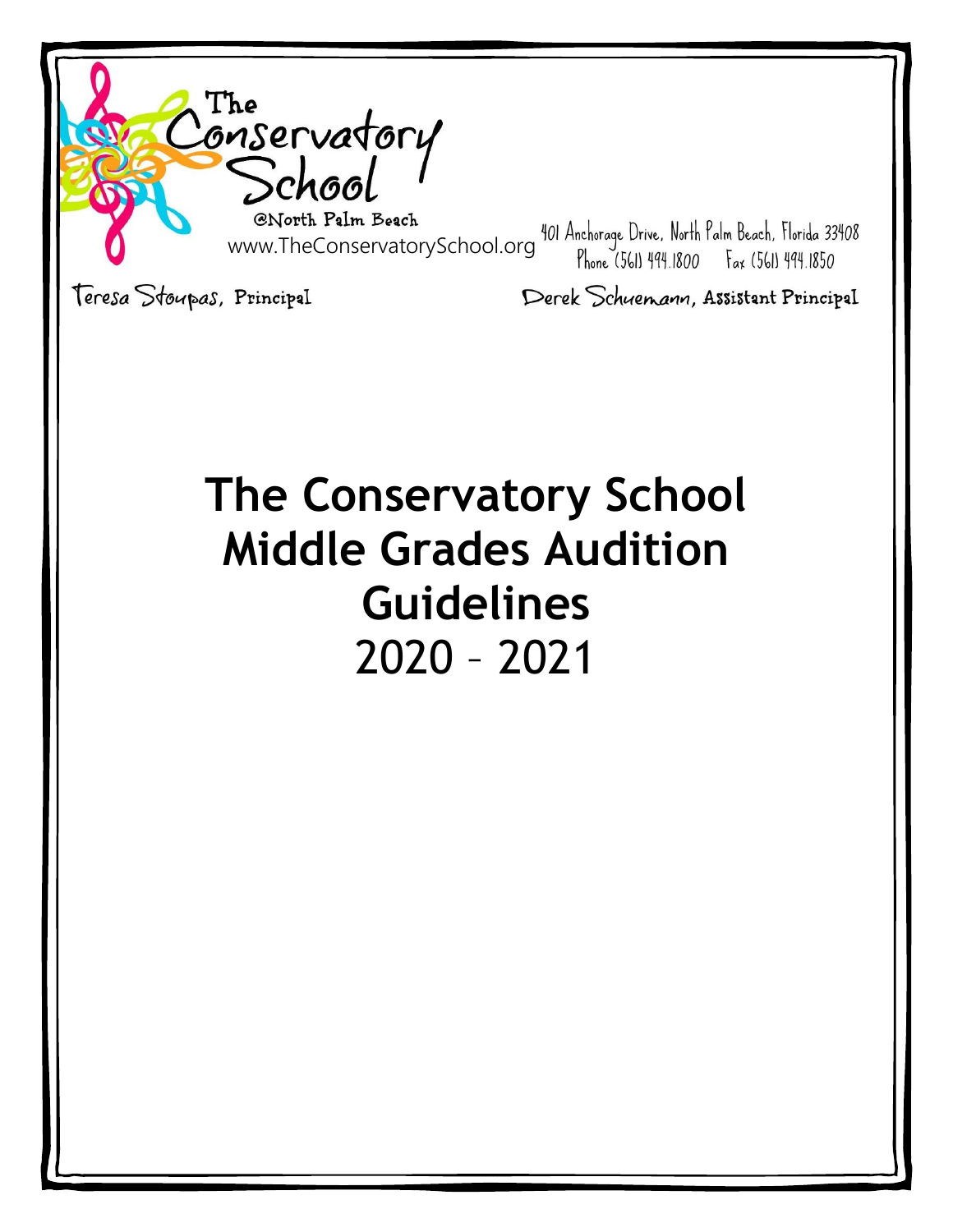The Conservatory School
@North Palm Beach
www.TheConservatorySchool.org

401 Anchorage Drive, North Palm Beach, Florida 33408
Phone (561) 494.1800 Fax (561) 494.1850

Teresa Stoupas, Principal

Derek Schuemann, Assistant Principal

# The Conservatory School Middle Grades Audition Guidelines

2020 – 2021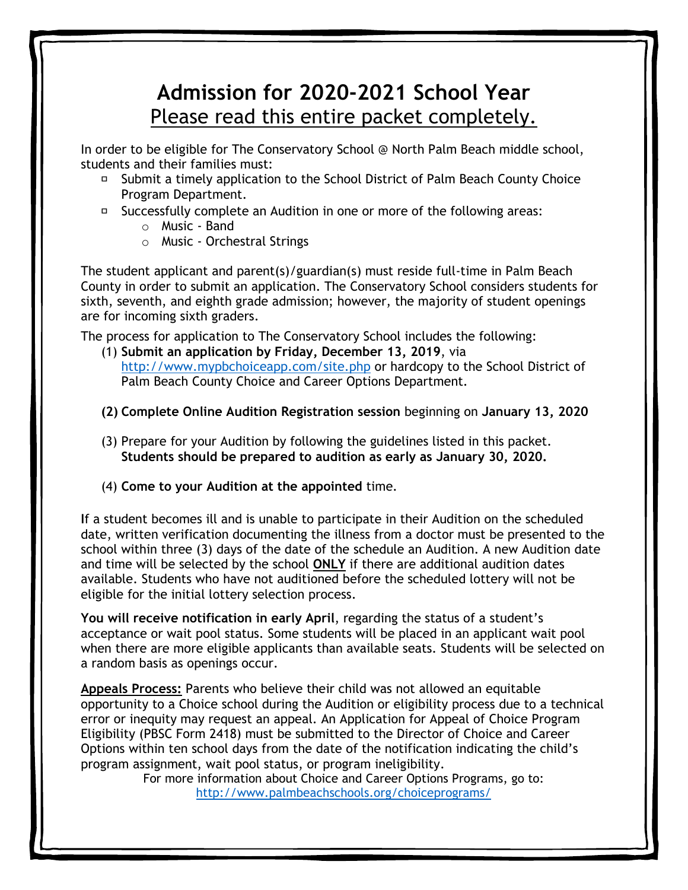# Admission for 2020-2021 School Year

Please read this entire packet completely.

In order to be eligible for The Conservatory School @ North Palm Beach middle school, students and their families must:

- Submit a timely application to the School District of Palm Beach County Choice Program Department.
- Successfully complete an Audition in one or more of the following areas:
  - Music - Band
  - Music - Orchestral Strings

The student applicant and parent(s)/guardian(s) must reside full-time in Palm Beach County in order to submit an application. The Conservatory School considers students for sixth, seventh, and eighth grade admission; however, the majority of student openings are for incoming sixth graders.

The process for application to The Conservatory School includes the following:

(1) **Submit an application by Friday, December 13, 2019**, via http://www.mypbchoiceapp.com/site.php or hardcopy to the School District of Palm Beach County Choice and Career Options Department.

**(2) Complete Online Audition Registration session** beginning on **January 13, 2020**

(3) Prepare for your Audition by following the guidelines listed in this packet. **Students should be prepared to audition as early as January 30, 2020.**

(4) **Come to your Audition at the appointed** time.

If a student becomes ill and is unable to participate in their Audition on the scheduled date, written verification documenting the illness from a doctor must be presented to the school within three (3) days of the date of the schedule an Audition. A new Audition date and time will be selected by the school **ONLY** if there are additional audition dates available. Students who have not auditioned before the scheduled lottery will not be eligible for the initial lottery selection process.

**You will receive notification in early April**, regarding the status of a student's acceptance or wait pool status. Some students will be placed in an applicant wait pool when there are more eligible applicants than available seats. Students will be selected on a random basis as openings occur.

**Appeals Process:** Parents who believe their child was not allowed an equitable opportunity to a Choice school during the Audition or eligibility process due to a technical error or inequity may request an appeal. An Application for Appeal of Choice Program Eligibility (PBSC Form 2418) must be submitted to the Director of Choice and Career Options within ten school days from the date of the notification indicating the child's program assignment, wait pool status, or program ineligibility.

For more information about Choice and Career Options Programs, go to: http://www.palmbeachschools.org/choiceprograms/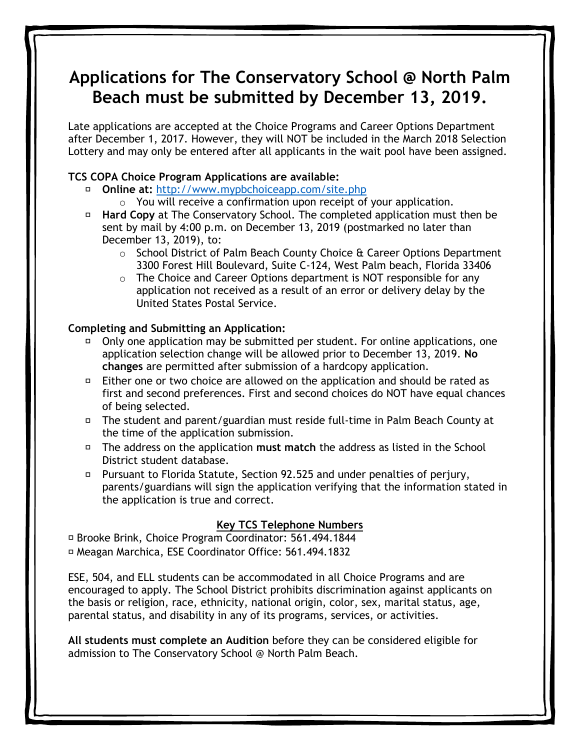# Applications for The Conservatory School @ North Palm Beach must be submitted by December 13, 2019.

Late applications are accepted at the Choice Programs and Career Options Department after December 1, 2017. However, they will NOT be included in the March 2018 Selection Lottery and may only be entered after all applicants in the wait pool have been assigned.

**TCS COPA Choice Program Applications are available:**

- **Online at:** http://www.mypbchoiceapp.com/site.php
  - You will receive a confirmation upon receipt of your application.
- **Hard Copy** at The Conservatory School. The completed application must then be sent by mail by 4:00 p.m. on December 13, 2019 (postmarked no later than December 13, 2019), to:
  - School District of Palm Beach County Choice & Career Options Department 3300 Forest Hill Boulevard, Suite C-124, West Palm beach, Florida 33406
  - The Choice and Career Options department is NOT responsible for any application not received as a result of an error or delivery delay by the United States Postal Service.

**Completing and Submitting an Application:**

- Only one application may be submitted per student. For online applications, one application selection change will be allowed prior to December 13, 2019. **No changes** are permitted after submission of a hardcopy application.
- Either one or two choice are allowed on the application and should be rated as first and second preferences. First and second choices do NOT have equal chances of being selected.
- The student and parent/guardian must reside full-time in Palm Beach County at the time of the application submission.
- The address on the application **must match** the address as listed in the School District student database.
- Pursuant to Florida Statute, Section 92.525 and under penalties of perjury, parents/guardians will sign the application verifying that the information stated in the application is true and correct.

**Key TCS Telephone Numbers**

- Brooke Brink, Choice Program Coordinator: 561.494.1844
- Meagan Marchica, ESE Coordinator Office: 561.494.1832

ESE, 504, and ELL students can be accommodated in all Choice Programs and are encouraged to apply. The School District prohibits discrimination against applicants on the basis or religion, race, ethnicity, national origin, color, sex, marital status, age, parental status, and disability in any of its programs, services, or activities.

**All students must complete an Audition** before they can be considered eligible for admission to The Conservatory School @ North Palm Beach.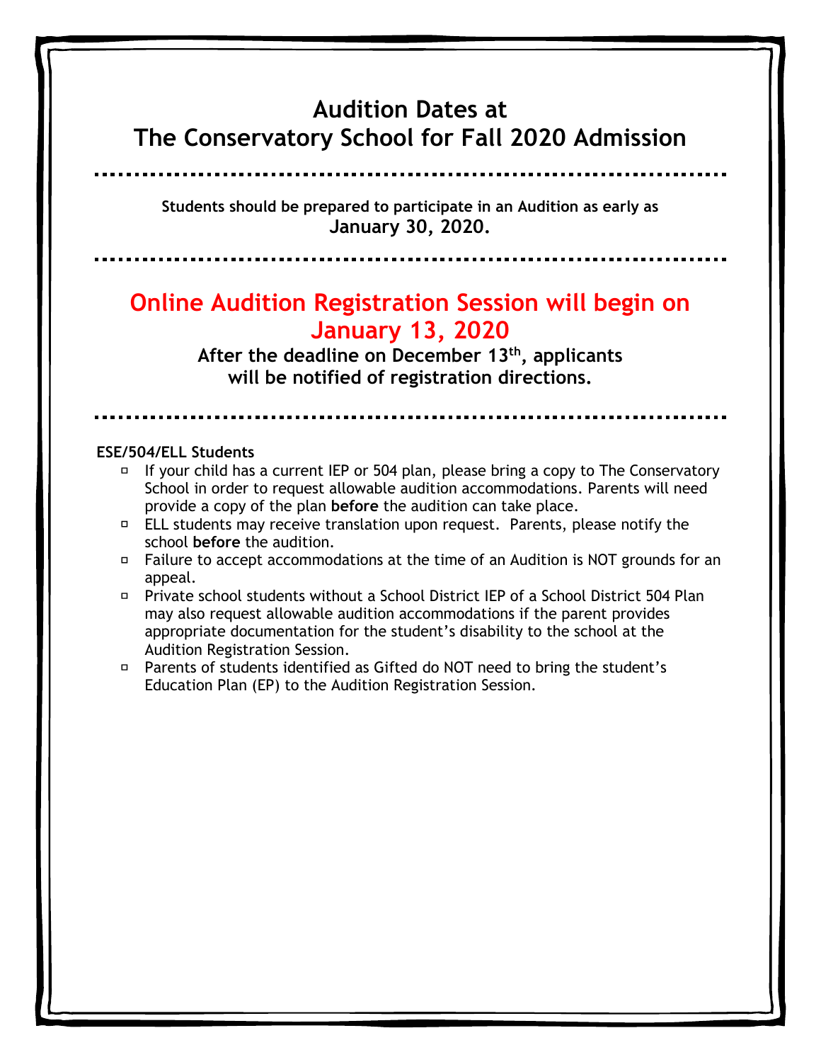# Audition Dates at The Conservatory School for Fall 2020 Admission

---

**Students should be prepared to participate in an Audition as early as January 30, 2020.**

---

## Online Audition Registration Session will begin on January 13, 2020

**After the deadline on December 13th, applicants will be notified of registration directions.**

---

**ESE/504/ELL Students**

- If your child has a current IEP or 504 plan, please bring a copy to The Conservatory School in order to request allowable audition accommodations. Parents will need provide a copy of the plan **before** the audition can take place.
- ELL students may receive translation upon request. Parents, please notify the school **before** the audition.
- Failure to accept accommodations at the time of an Audition is NOT grounds for an appeal.
- Private school students without a School District IEP of a School District 504 Plan may also request allowable audition accommodations if the parent provides appropriate documentation for the student's disability to the school at the Audition Registration Session.
- Parents of students identified as Gifted do NOT need to bring the student's Education Plan (EP) to the Audition Registration Session.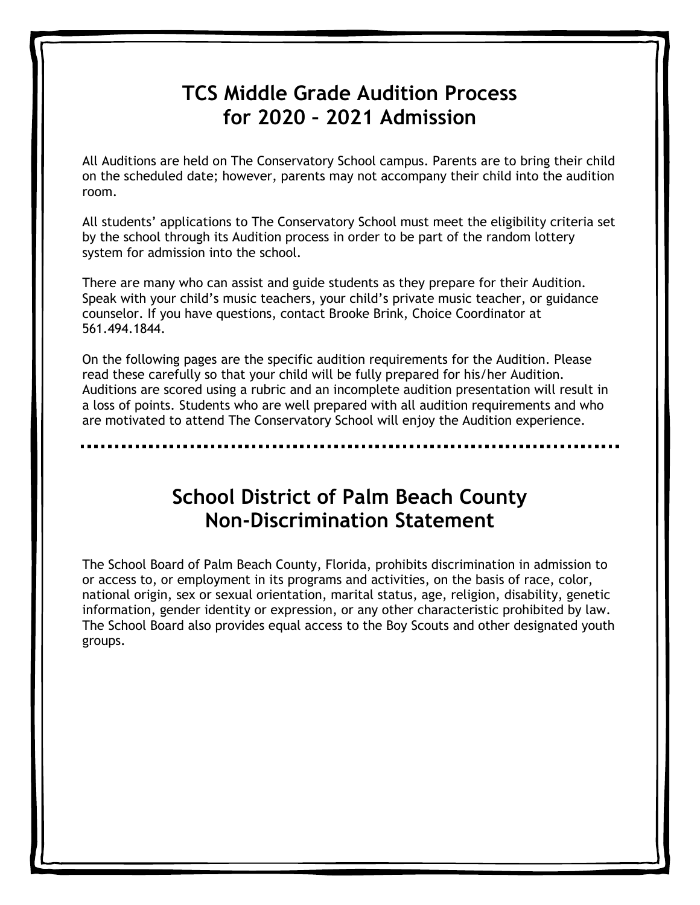## TCS Middle Grade Audition Process for 2020 – 2021 Admission

All Auditions are held on The Conservatory School campus. Parents are to bring their child on the scheduled date; however, parents may not accompany their child into the audition room.

All students' applications to The Conservatory School must meet the eligibility criteria set by the school through its Audition process in order to be part of the random lottery system for admission into the school.

There are many who can assist and guide students as they prepare for their Audition. Speak with your child's music teachers, your child's private music teacher, or guidance counselor. If you have questions, contact Brooke Brink, Choice Coordinator at 561.494.1844.

On the following pages are the specific audition requirements for the Audition. Please read these carefully so that your child will be fully prepared for his/her Audition. Auditions are scored using a rubric and an incomplete audition presentation will result in a loss of points. Students who are well prepared with all audition requirements and who are motivated to attend The Conservatory School will enjoy the Audition experience.

---

## School District of Palm Beach County Non-Discrimination Statement

The School Board of Palm Beach County, Florida, prohibits discrimination in admission to or access to, or employment in its programs and activities, on the basis of race, color, national origin, sex or sexual orientation, marital status, age, religion, disability, genetic information, gender identity or expression, or any other characteristic prohibited by law. The School Board also provides equal access to the Boy Scouts and other designated youth groups.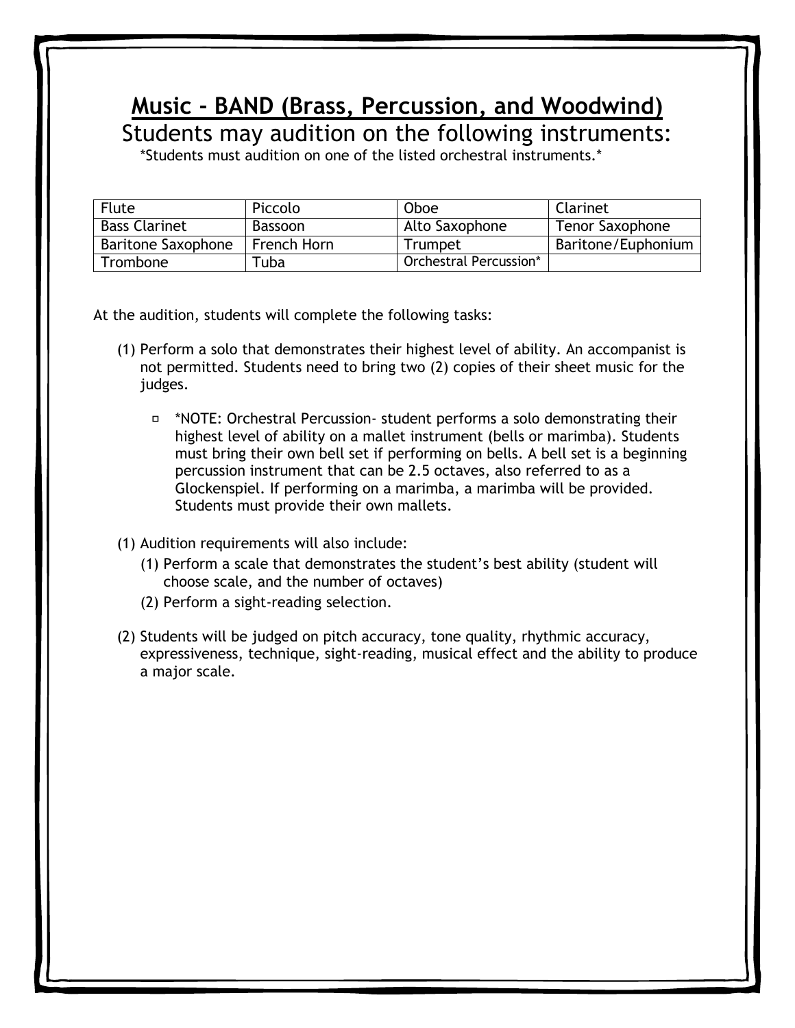## **Music - BAND (Brass, Percussion, and Woodwind)**

Students may audition on the following instruments:

*Students must audition on one of the listed orchestral instruments.*

| Flute | Piccolo | Oboe | Clarinet |
|---|---|---|---|
| Bass Clarinet | Bassoon | Alto Saxophone | Tenor Saxophone |
| Baritone Saxophone | French Horn | Trumpet | Baritone/Euphonium |
| Trombone | Tuba | Orchestral Percussion* | |

At the audition, students will complete the following tasks:

(1) Perform a solo that demonstrates their highest level of ability. An accompanist is not permitted. Students need to bring two (2) copies of their sheet music for the judges.

- *NOTE: Orchestral Percussion- student performs a solo demonstrating their highest level of ability on a mallet instrument (bells or marimba). Students must bring their own bell set if performing on bells. A bell set is a beginning percussion instrument that can be 2.5 octaves, also referred to as a Glockenspiel. If performing on a marimba, a marimba will be provided. Students must provide their own mallets.

(1) Audition requirements will also include:

  (1) Perform a scale that demonstrates the student's best ability (student will choose scale, and the number of octaves)

  (2) Perform a sight-reading selection.

(2) Students will be judged on pitch accuracy, tone quality, rhythmic accuracy, expressiveness, technique, sight-reading, musical effect and the ability to produce a major scale.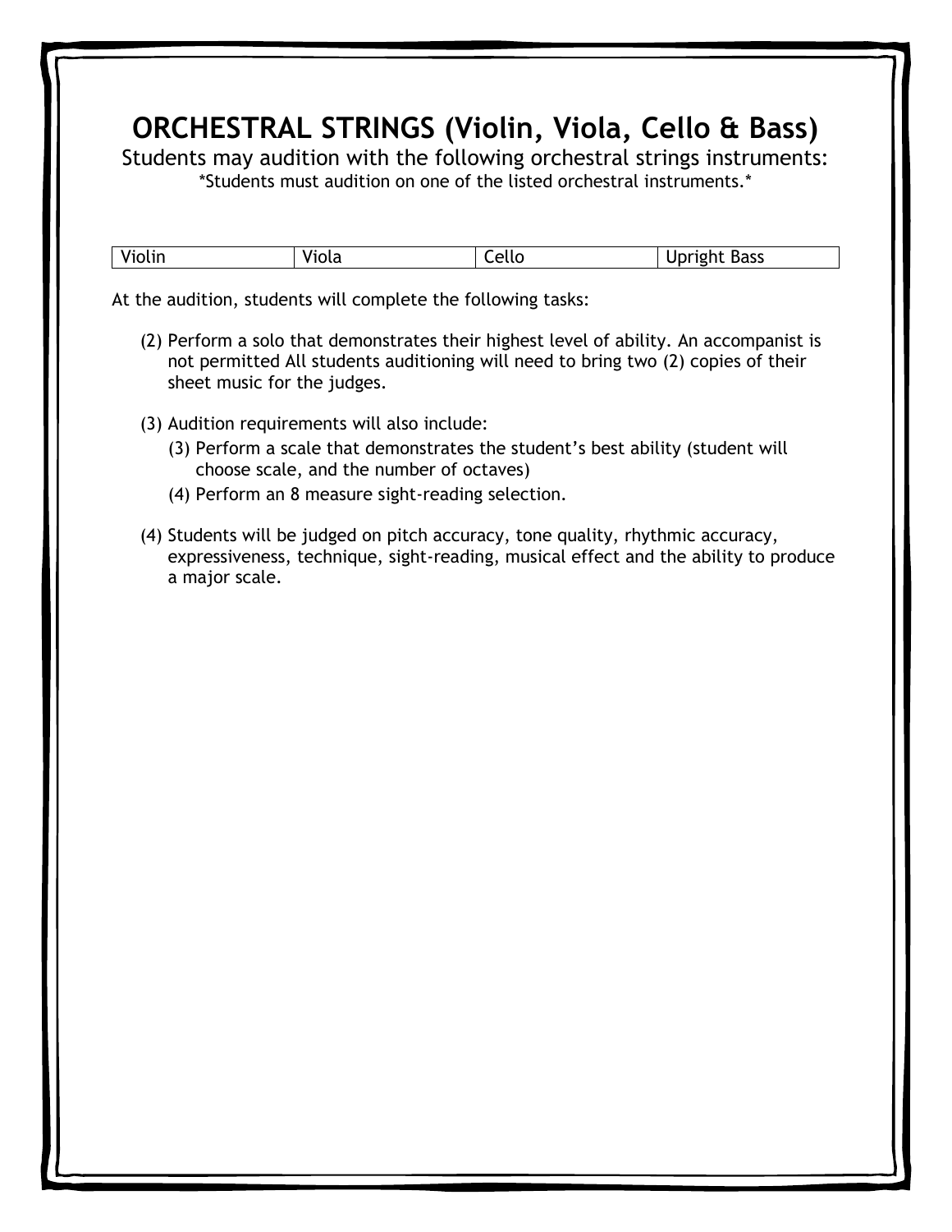# ORCHESTRAL STRINGS (Violin, Viola, Cello & Bass)

Students may audition with the following orchestral strings instruments:

*Students must audition on one of the listed orchestral instruments.*

| | | | |
|---|---|---|---|
| Violin | Viola | Cello | Upright Bass |

At the audition, students will complete the following tasks:

(2) Perform a solo that demonstrates their highest level of ability. An accompanist is not permitted All students auditioning will need to bring two (2) copies of their sheet music for the judges.

(3) Audition requirements will also include:

- (3) Perform a scale that demonstrates the student's best ability (student will choose scale, and the number of octaves)
- (4) Perform an 8 measure sight-reading selection.

(4) Students will be judged on pitch accuracy, tone quality, rhythmic accuracy, expressiveness, technique, sight-reading, musical effect and the ability to produce a major scale.